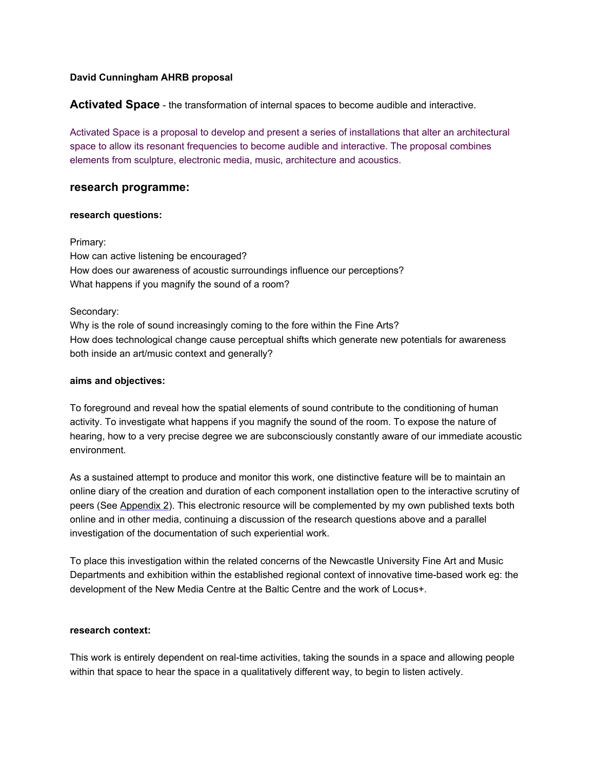**David Cunningham AHRB proposal**

**Activated Space** - the transformation of internal spaces to become audible and interactive.

Activated Space is a proposal to develop and present a series of installations that alter an architectural space to allow its resonant frequencies to become audible and interactive. The proposal combines elements from sculpture, electronic media, music, architecture and acoustics.

## research programme:

### research questions:

Primary:
How can active listening be encouraged?
How does our awareness of acoustic surroundings influence our perceptions?
What happens if you magnify the sound of a room?

Secondary:
Why is the role of sound increasingly coming to the fore within the Fine Arts?
How does technological change cause perceptual shifts which generate new potentials for awareness both inside an art/music context and generally?

### aims and objectives:

To foreground and reveal how the spatial elements of sound contribute to the conditioning of human activity. To investigate what happens if you magnify the sound of the room. To expose the nature of hearing, how to a very precise degree we are subconsciously constantly aware of our immediate acoustic environment.

As a sustained attempt to produce and monitor this work, one distinctive feature will be to maintain an online diary of the creation and duration of each component installation open to the interactive scrutiny of peers (See Appendix 2). This electronic resource will be complemented by my own published texts both online and in other media, continuing a discussion of the research questions above and a parallel investigation of the documentation of such experiential work.

To place this investigation within the related concerns of the Newcastle University Fine Art and Music Departments and exhibition within the established regional context of innovative time-based work eg: the development of the New Media Centre at the Baltic Centre and the work of Locus+.

### research context:

This work is entirely dependent on real-time activities, taking the sounds in a space and allowing people within that space to hear the space in a qualitatively different way, to begin to listen actively.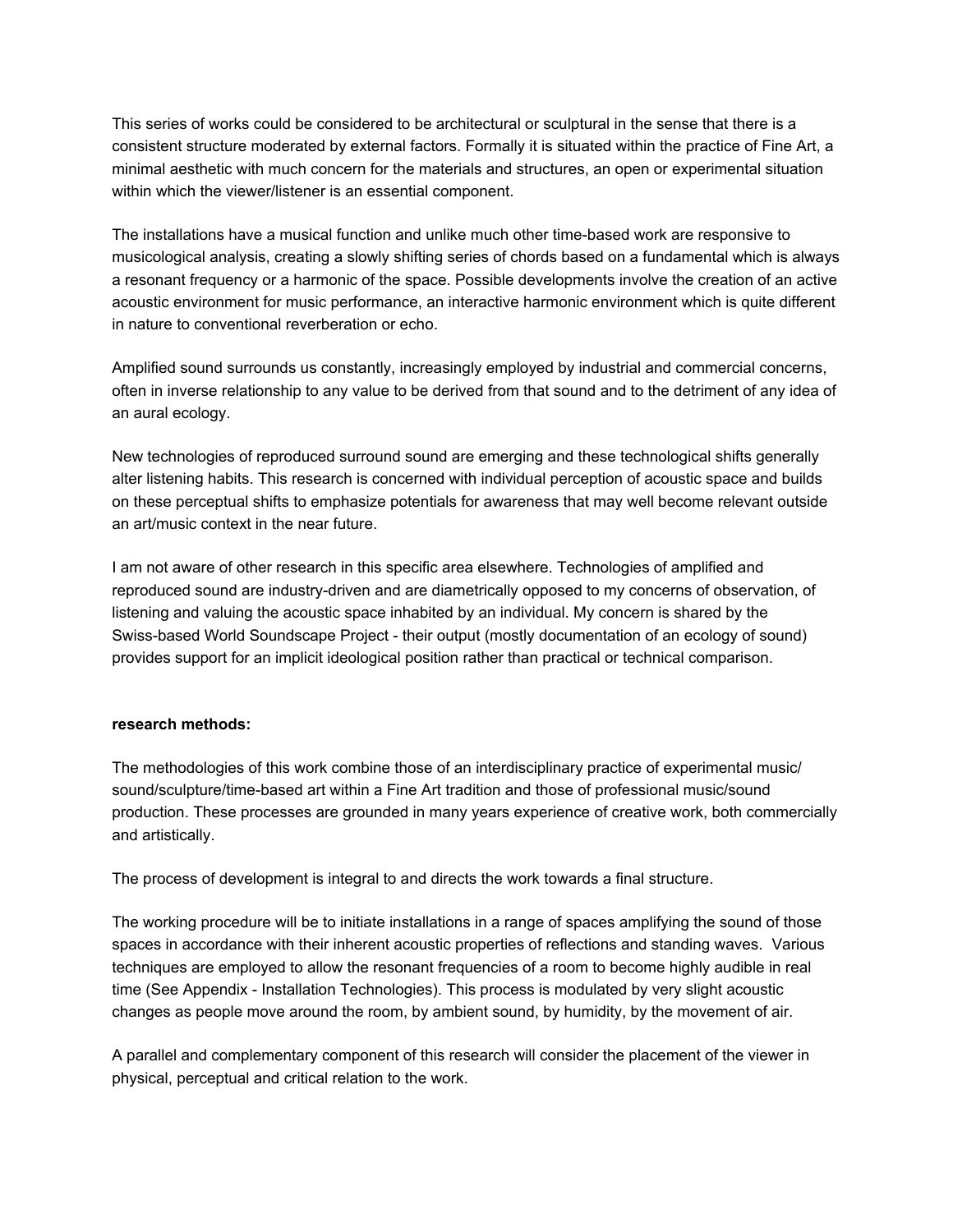This series of works could be considered to be architectural or sculptural in the sense that there is a consistent structure moderated by external factors. Formally it is situated within the practice of Fine Art, a minimal aesthetic with much concern for the materials and structures, an open or experimental situation within which the viewer/listener is an essential component.

The installations have a musical function and unlike much other time-based work are responsive to musicological analysis, creating a slowly shifting series of chords based on a fundamental which is always a resonant frequency or a harmonic of the space. Possible developments involve the creation of an active acoustic environment for music performance, an interactive harmonic environment which is quite different in nature to conventional reverberation or echo.

Amplified sound surrounds us constantly, increasingly employed by industrial and commercial concerns, often in inverse relationship to any value to be derived from that sound and to the detriment of any idea of an aural ecology.

New technologies of reproduced surround sound are emerging and these technological shifts generally alter listening habits. This research is concerned with individual perception of acoustic space and builds on these perceptual shifts to emphasize potentials for awareness that may well become relevant outside an art/music context in the near future.

I am not aware of other research in this specific area elsewhere. Technologies of amplified and reproduced sound are industry-driven and are diametrically opposed to my concerns of observation, of listening and valuing the acoustic space inhabited by an individual. My concern is shared by the Swiss-based World Soundscape Project - their output (mostly documentation of an ecology of sound) provides support for an implicit ideological position rather than practical or technical comparison.

**research methods:**

The methodologies of this work combine those of an interdisciplinary practice of experimental music/ sound/sculpture/time-based art within a Fine Art tradition and those of professional music/sound production. These processes are grounded in many years experience of creative work, both commercially and artistically.

The process of development is integral to and directs the work towards a final structure.

The working procedure will be to initiate installations in a range of spaces amplifying the sound of those spaces in accordance with their inherent acoustic properties of reflections and standing waves. Various techniques are employed to allow the resonant frequencies of a room to become highly audible in real time (See Appendix - Installation Technologies). This process is modulated by very slight acoustic changes as people move around the room, by ambient sound, by humidity, by the movement of air.

A parallel and complementary component of this research will consider the placement of the viewer in physical, perceptual and critical relation to the work.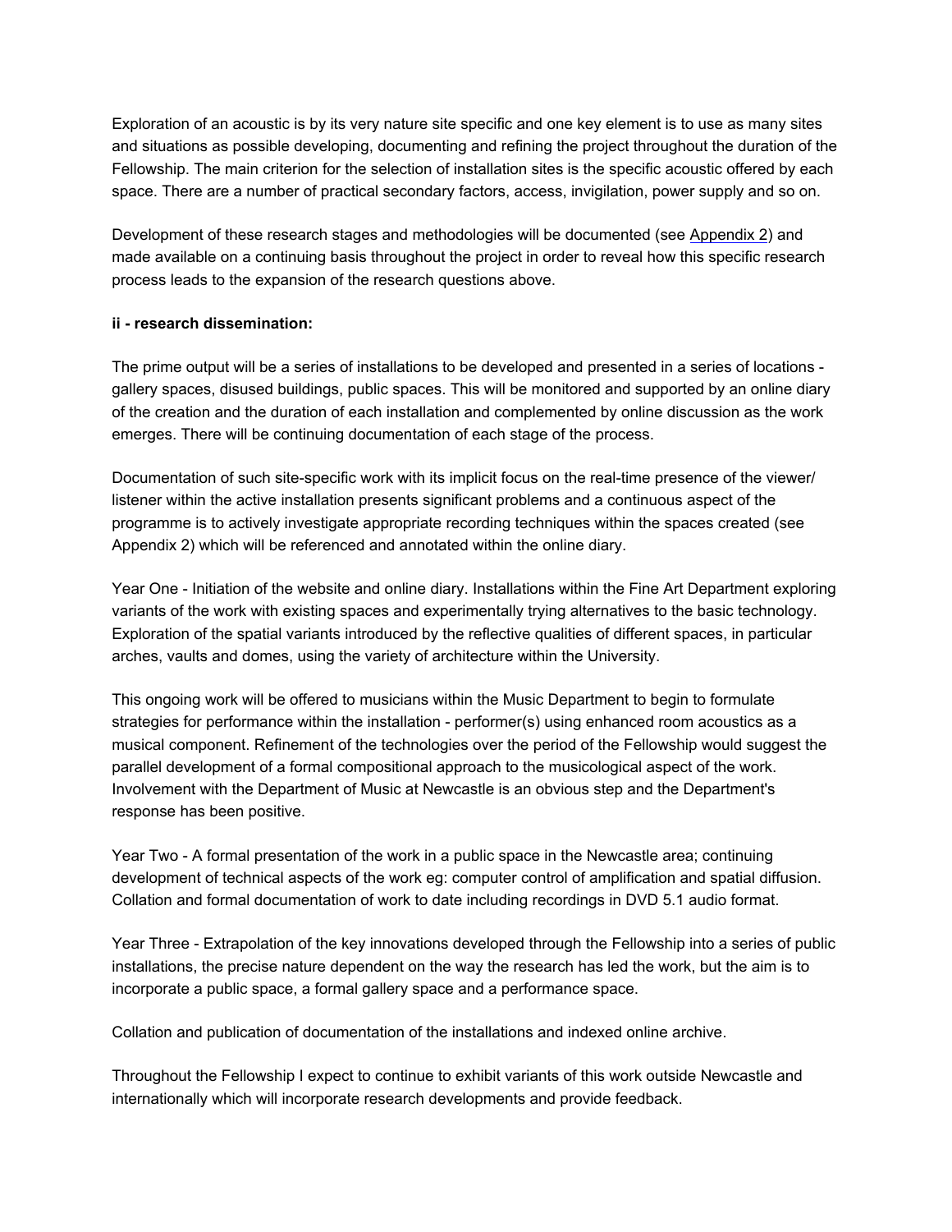Exploration of an acoustic is by its very nature site specific and one key element is to use as many sites and situations as possible developing, documenting and refining the project throughout the duration of the Fellowship. The main criterion for the selection of installation sites is the specific acoustic offered by each space. There are a number of practical secondary factors, access, invigilation, power supply and so on.

Development of these research stages and methodologies will be documented (see Appendix 2) and made available on a continuing basis throughout the project in order to reveal how this specific research process leads to the expansion of the research questions above.

**ii - research dissemination:**

The prime output will be a series of installations to be developed and presented in a series of locations - gallery spaces, disused buildings, public spaces. This will be monitored and supported by an online diary of the creation and the duration of each installation and complemented by online discussion as the work emerges. There will be continuing documentation of each stage of the process.

Documentation of such site-specific work with its implicit focus on the real-time presence of the viewer/ listener within the active installation presents significant problems and a continuous aspect of the programme is to actively investigate appropriate recording techniques within the spaces created (see Appendix 2) which will be referenced and annotated within the online diary.

Year One - Initiation of the website and online diary. Installations within the Fine Art Department exploring variants of the work with existing spaces and experimentally trying alternatives to the basic technology. Exploration of the spatial variants introduced by the reflective qualities of different spaces, in particular arches, vaults and domes, using the variety of architecture within the University.

This ongoing work will be offered to musicians within the Music Department to begin to formulate strategies for performance within the installation - performer(s) using enhanced room acoustics as a musical component. Refinement of the technologies over the period of the Fellowship would suggest the parallel development of a formal compositional approach to the musicological aspect of the work. Involvement with the Department of Music at Newcastle is an obvious step and the Department's response has been positive.

Year Two - A formal presentation of the work in a public space in the Newcastle area; continuing development of technical aspects of the work eg: computer control of amplification and spatial diffusion. Collation and formal documentation of work to date including recordings in DVD 5.1 audio format.

Year Three - Extrapolation of the key innovations developed through the Fellowship into a series of public installations, the precise nature dependent on the way the research has led the work, but the aim is to incorporate a public space, a formal gallery space and a performance space.

Collation and publication of documentation of the installations and indexed online archive.

Throughout the Fellowship I expect to continue to exhibit variants of this work outside Newcastle and internationally which will incorporate research developments and provide feedback.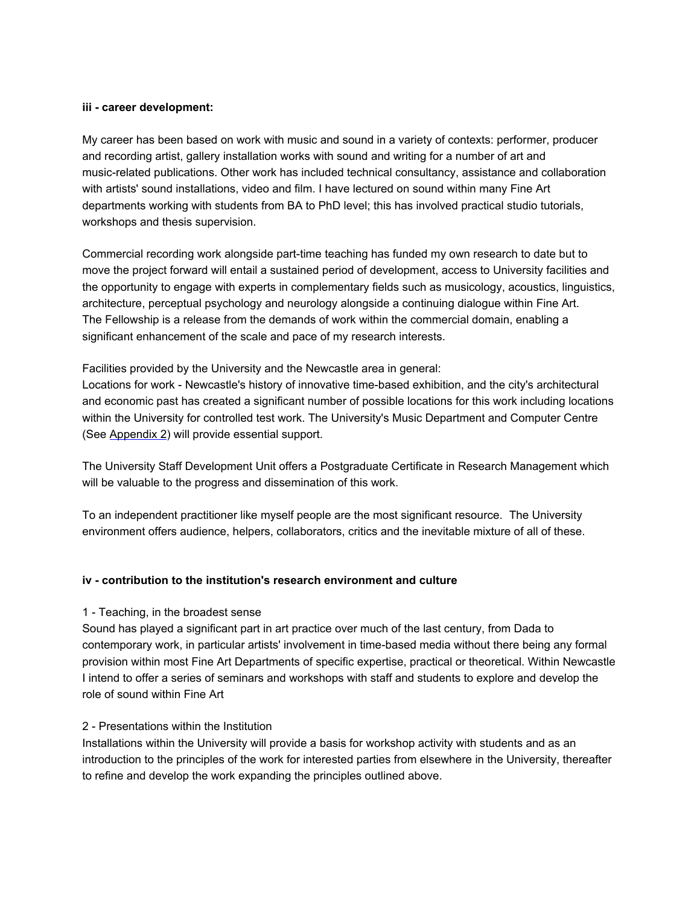**iii - career development:**

My career has been based on work with music and sound in a variety of contexts: performer, producer and recording artist, gallery installation works with sound and writing for a number of art and music-related publications. Other work has included technical consultancy, assistance and collaboration with artists' sound installations, video and film. I have lectured on sound within many Fine Art departments working with students from BA to PhD level; this has involved practical studio tutorials, workshops and thesis supervision.

Commercial recording work alongside part-time teaching has funded my own research to date but to move the project forward will entail a sustained period of development, access to University facilities and the opportunity to engage with experts in complementary fields such as musicology, acoustics, linguistics, architecture, perceptual psychology and neurology alongside a continuing dialogue within Fine Art. The Fellowship is a release from the demands of work within the commercial domain, enabling a significant enhancement of the scale and pace of my research interests.

Facilities provided by the University and the Newcastle area in general:
Locations for work - Newcastle's history of innovative time-based exhibition, and the city's architectural and economic past has created a significant number of possible locations for this work including locations within the University for controlled test work. The University's Music Department and Computer Centre (See Appendix 2) will provide essential support.

The University Staff Development Unit offers a Postgraduate Certificate in Research Management which will be valuable to the progress and dissemination of this work.

To an independent practitioner like myself people are the most significant resource. The University environment offers audience, helpers, collaborators, critics and the inevitable mixture of all of these.

**iv - contribution to the institution's research environment and culture**

1 - Teaching, in the broadest sense
Sound has played a significant part in art practice over much of the last century, from Dada to contemporary work, in particular artists' involvement in time-based media without there being any formal provision within most Fine Art Departments of specific expertise, practical or theoretical. Within Newcastle I intend to offer a series of seminars and workshops with staff and students to explore and develop the role of sound within Fine Art

2 - Presentations within the Institution
Installations within the University will provide a basis for workshop activity with students and as an introduction to the principles of the work for interested parties from elsewhere in the University, thereafter to refine and develop the work expanding the principles outlined above.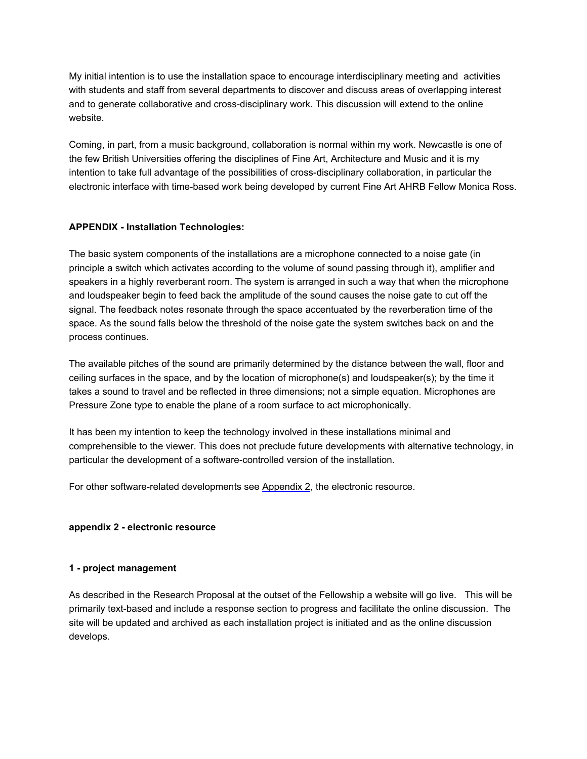My initial intention is to use the installation space to encourage interdisciplinary meeting and activities with students and staff from several departments to discover and discuss areas of overlapping interest and to generate collaborative and cross-disciplinary work. This discussion will extend to the online website.

Coming, in part, from a music background, collaboration is normal within my work. Newcastle is one of the few British Universities offering the disciplines of Fine Art, Architecture and Music and it is my intention to take full advantage of the possibilities of cross-disciplinary collaboration, in particular the electronic interface with time-based work being developed by current Fine Art AHRB Fellow Monica Ross.

**APPENDIX - Installation Technologies:**

The basic system components of the installations are a microphone connected to a noise gate (in principle a switch which activates according to the volume of sound passing through it), amplifier and speakers in a highly reverberant room. The system is arranged in such a way that when the microphone and loudspeaker begin to feed back the amplitude of the sound causes the noise gate to cut off the signal. The feedback notes resonate through the space accentuated by the reverberation time of the space. As the sound falls below the threshold of the noise gate the system switches back on and the process continues.

The available pitches of the sound are primarily determined by the distance between the wall, floor and ceiling surfaces in the space, and by the location of microphone(s) and loudspeaker(s); by the time it takes a sound to travel and be reflected in three dimensions; not a simple equation. Microphones are Pressure Zone type to enable the plane of a room surface to act microphonically.

It has been my intention to keep the technology involved in these installations minimal and comprehensible to the viewer. This does not preclude future developments with alternative technology, in particular the development of a software-controlled version of the installation.

For other software-related developments see Appendix 2, the electronic resource.

**appendix 2 - electronic resource**

**1 - project management**

As described in the Research Proposal at the outset of the Fellowship a website will go live. This will be primarily text-based and include a response section to progress and facilitate the online discussion. The site will be updated and archived as each installation project is initiated and as the online discussion develops.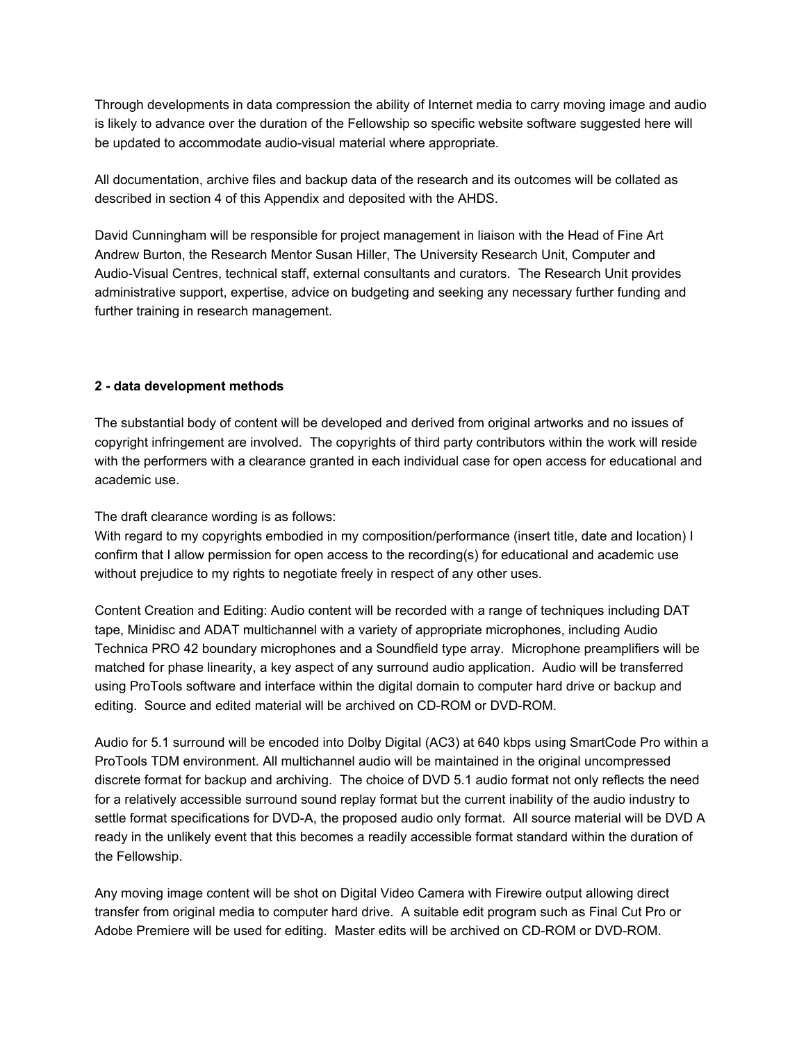Through developments in data compression the ability of Internet media to carry moving image and audio is likely to advance over the duration of the Fellowship so specific website software suggested here will be updated to accommodate audio-visual material where appropriate.

All documentation, archive files and backup data of the research and its outcomes will be collated as described in section 4 of this Appendix and deposited with the AHDS.

David Cunningham will be responsible for project management in liaison with the Head of Fine Art Andrew Burton, the Research Mentor Susan Hiller, The University Research Unit, Computer and Audio-Visual Centres, technical staff, external consultants and curators. The Research Unit provides administrative support, expertise, advice on budgeting and seeking any necessary further funding and further training in research management.

**2 - data development methods**

The substantial body of content will be developed and derived from original artworks and no issues of copyright infringement are involved. The copyrights of third party contributors within the work will reside with the performers with a clearance granted in each individual case for open access for educational and academic use.

The draft clearance wording is as follows:
With regard to my copyrights embodied in my composition/performance (insert title, date and location) I confirm that I allow permission for open access to the recording(s) for educational and academic use without prejudice to my rights to negotiate freely in respect of any other uses.

Content Creation and Editing: Audio content will be recorded with a range of techniques including DAT tape, Minidisc and ADAT multichannel with a variety of appropriate microphones, including Audio Technica PRO 42 boundary microphones and a Soundfield type array. Microphone preamplifiers will be matched for phase linearity, a key aspect of any surround audio application. Audio will be transferred using ProTools software and interface within the digital domain to computer hard drive or backup and editing. Source and edited material will be archived on CD-ROM or DVD-ROM.

Audio for 5.1 surround will be encoded into Dolby Digital (AC3) at 640 kbps using SmartCode Pro within a ProTools TDM environment. All multichannel audio will be maintained in the original uncompressed discrete format for backup and archiving. The choice of DVD 5.1 audio format not only reflects the need for a relatively accessible surround sound replay format but the current inability of the audio industry to settle format specifications for DVD-A, the proposed audio only format. All source material will be DVD A ready in the unlikely event that this becomes a readily accessible format standard within the duration of the Fellowship.

Any moving image content will be shot on Digital Video Camera with Firewire output allowing direct transfer from original media to computer hard drive. A suitable edit program such as Final Cut Pro or Adobe Premiere will be used for editing. Master edits will be archived on CD-ROM or DVD-ROM.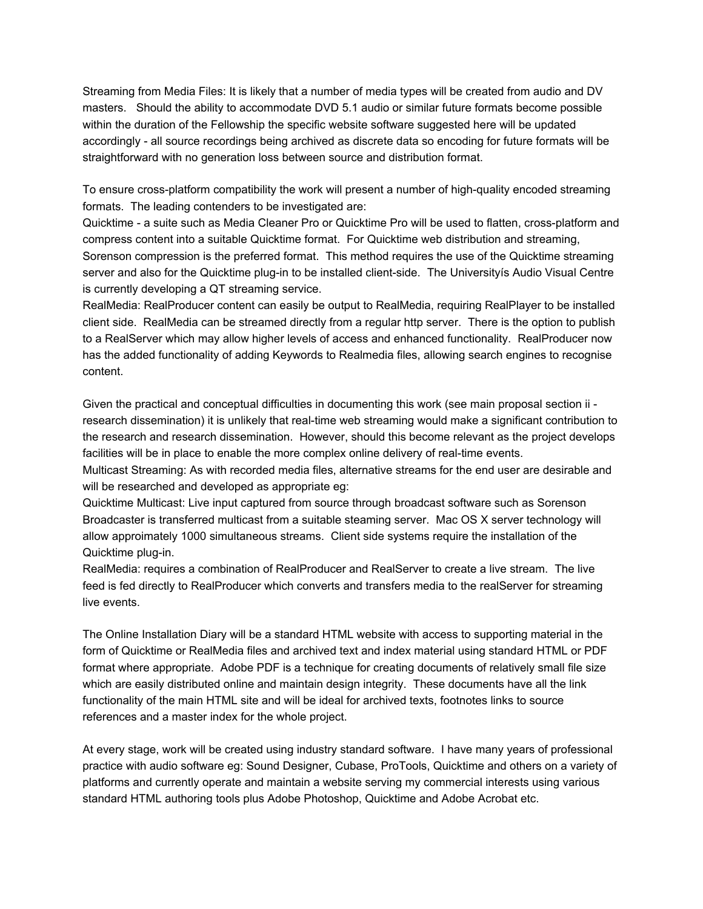Streaming from Media Files: It is likely that a number of media types will be created from audio and DV masters. Should the ability to accommodate DVD 5.1 audio or similar future formats become possible within the duration of the Fellowship the specific website software suggested here will be updated accordingly - all source recordings being archived as discrete data so encoding for future formats will be straightforward with no generation loss between source and distribution format.

To ensure cross-platform compatibility the work will present a number of high-quality encoded streaming formats. The leading contenders to be investigated are:
Quicktime - a suite such as Media Cleaner Pro or Quicktime Pro will be used to flatten, cross-platform and compress content into a suitable Quicktime format. For Quicktime web distribution and streaming, Sorenson compression is the preferred format. This method requires the use of the Quicktime streaming server and also for the Quicktime plug-in to be installed client-side. The Universityís Audio Visual Centre is currently developing a QT streaming service.
RealMedia: RealProducer content can easily be output to RealMedia, requiring RealPlayer to be installed client side. RealMedia can be streamed directly from a regular http server. There is the option to publish to a RealServer which may allow higher levels of access and enhanced functionality. RealProducer now has the added functionality of adding Keywords to Realmedia files, allowing search engines to recognise content.

Given the practical and conceptual difficulties in documenting this work (see main proposal section ii - research dissemination) it is unlikely that real-time web streaming would make a significant contribution to the research and research dissemination. However, should this become relevant as the project develops facilities will be in place to enable the more complex online delivery of real-time events.
Multicast Streaming: As with recorded media files, alternative streams for the end user are desirable and will be researched and developed as appropriate eg:
Quicktime Multicast: Live input captured from source through broadcast software such as Sorenson Broadcaster is transferred multicast from a suitable steaming server. Mac OS X server technology will allow approimately 1000 simultaneous streams. Client side systems require the installation of the Quicktime plug-in.
RealMedia: requires a combination of RealProducer and RealServer to create a live stream. The live feed is fed directly to RealProducer which converts and transfers media to the realServer for streaming live events.

The Online Installation Diary will be a standard HTML website with access to supporting material in the form of Quicktime or RealMedia files and archived text and index material using standard HTML or PDF format where appropriate. Adobe PDF is a technique for creating documents of relatively small file size which are easily distributed online and maintain design integrity. These documents have all the link functionality of the main HTML site and will be ideal for archived texts, footnotes links to source references and a master index for the whole project.

At every stage, work will be created using industry standard software. I have many years of professional practice with audio software eg: Sound Designer, Cubase, ProTools, Quicktime and others on a variety of platforms and currently operate and maintain a website serving my commercial interests using various standard HTML authoring tools plus Adobe Photoshop, Quicktime and Adobe Acrobat etc.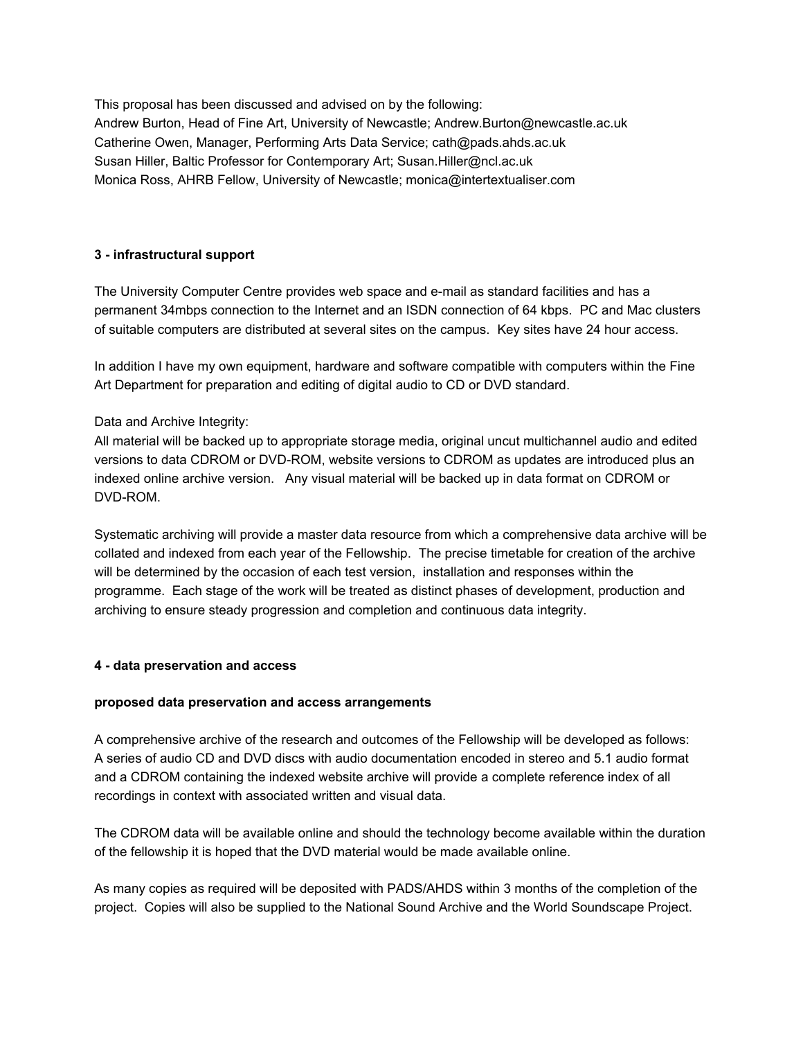This proposal has been discussed and advised on by the following:
Andrew Burton, Head of Fine Art, University of Newcastle; Andrew.Burton@newcastle.ac.uk
Catherine Owen, Manager, Performing Arts Data Service; cath@pads.ahds.ac.uk
Susan Hiller, Baltic Professor for Contemporary Art; Susan.Hiller@ncl.ac.uk
Monica Ross, AHRB Fellow, University of Newcastle; monica@intertextualiser.com

**3 - infrastructural support**

The University Computer Centre provides web space and e-mail as standard facilities and has a permanent 34mbps connection to the Internet and an ISDN connection of 64 kbps. PC and Mac clusters of suitable computers are distributed at several sites on the campus. Key sites have 24 hour access.

In addition I have my own equipment, hardware and software compatible with computers within the Fine Art Department for preparation and editing of digital audio to CD or DVD standard.

Data and Archive Integrity:
All material will be backed up to appropriate storage media, original uncut multichannel audio and edited versions to data CDROM or DVD-ROM, website versions to CDROM as updates are introduced plus an indexed online archive version. Any visual material will be backed up in data format on CDROM or DVD-ROM.

Systematic archiving will provide a master data resource from which a comprehensive data archive will be collated and indexed from each year of the Fellowship. The precise timetable for creation of the archive will be determined by the occasion of each test version, installation and responses within the programme. Each stage of the work will be treated as distinct phases of development, production and archiving to ensure steady progression and completion and continuous data integrity.

**4 - data preservation and access**

**proposed data preservation and access arrangements**

A comprehensive archive of the research and outcomes of the Fellowship will be developed as follows:
A series of audio CD and DVD discs with audio documentation encoded in stereo and 5.1 audio format and a CDROM containing the indexed website archive will provide a complete reference index of all recordings in context with associated written and visual data.

The CDROM data will be available online and should the technology become available within the duration of the fellowship it is hoped that the DVD material would be made available online.

As many copies as required will be deposited with PADS/AHDS within 3 months of the completion of the project. Copies will also be supplied to the National Sound Archive and the World Soundscape Project.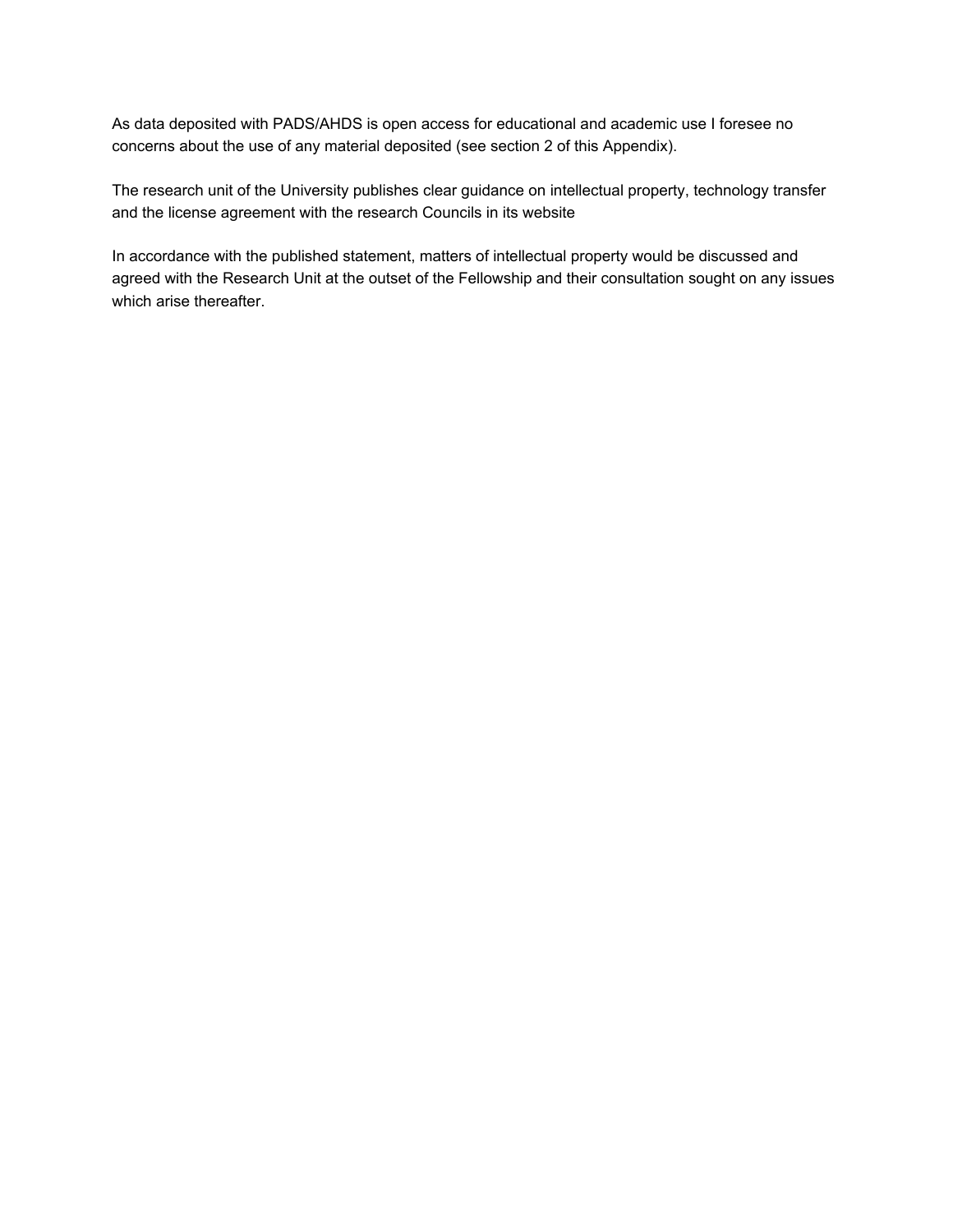As data deposited with PADS/AHDS is open access for educational and academic use I foresee no concerns about the use of any material deposited (see section 2 of this Appendix).

The research unit of the University publishes clear guidance on intellectual property, technology transfer and the license agreement with the research Councils in its website

In accordance with the published statement, matters of intellectual property would be discussed and agreed with the Research Unit at the outset of the Fellowship and their consultation sought on any issues which arise thereafter.